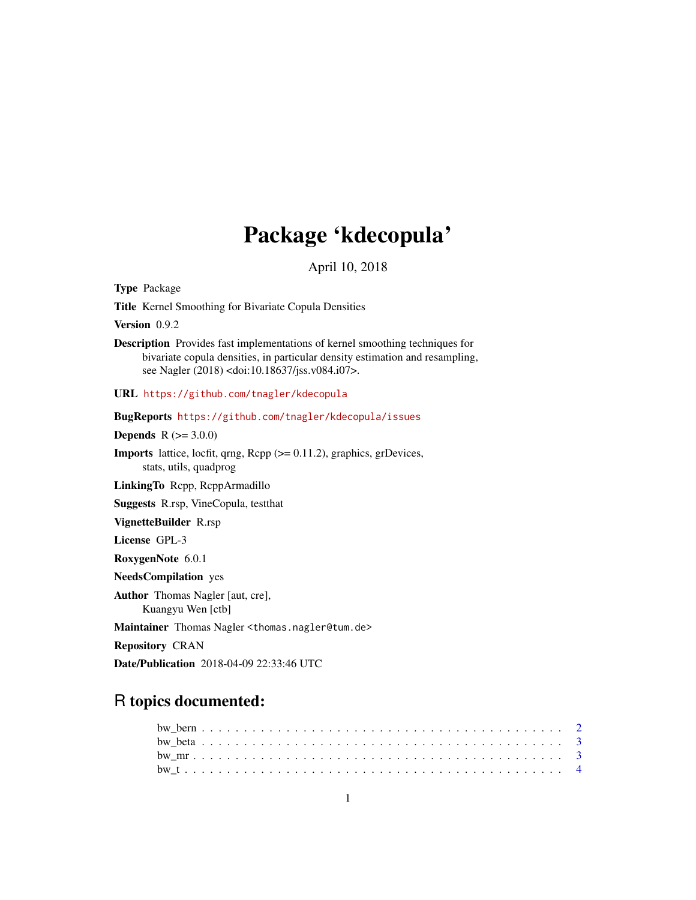# Package 'kdecopula'

April 10, 2018

**Type** Package

**Title** Kernel Smoothing for Bivariate Copula Densities

**Version** 0.9.2

**Description** Provides fast implementations of kernel smoothing techniques for bivariate copula densities, in particular density estimation and resampling, see Nagler (2018) <doi:10.18637/jss.v084.i07>.

**URL** https://github.com/tnagler/kdecopula

**BugReports** https://github.com/tnagler/kdecopula/issues

**Depends** R (>= 3.0.0)

**Imports** lattice, locfit, qrng, Rcpp (>= 0.11.2), graphics, grDevices, stats, utils, quadprog

**LinkingTo** Rcpp, RcppArmadillo

**Suggests** R.rsp, VineCopula, testthat

**VignetteBuilder** R.rsp

**License** GPL-3

**RoxygenNote** 6.0.1

**NeedsCompilation** yes

**Author** Thomas Nagler [aut, cre], Kuangyu Wen [ctb]

**Maintainer** Thomas Nagler <thomas.nagler@tum.de>

**Repository** CRAN

**Date/Publication** 2018-04-09 22:33:46 UTC

## R topics documented:

- bw_bern . . . . . . . . . . 2
- bw_beta . . . . . . . . . . 3
- bw_mr . . . . . . . . . . 3
- bw_t . . . . . . . . . . 4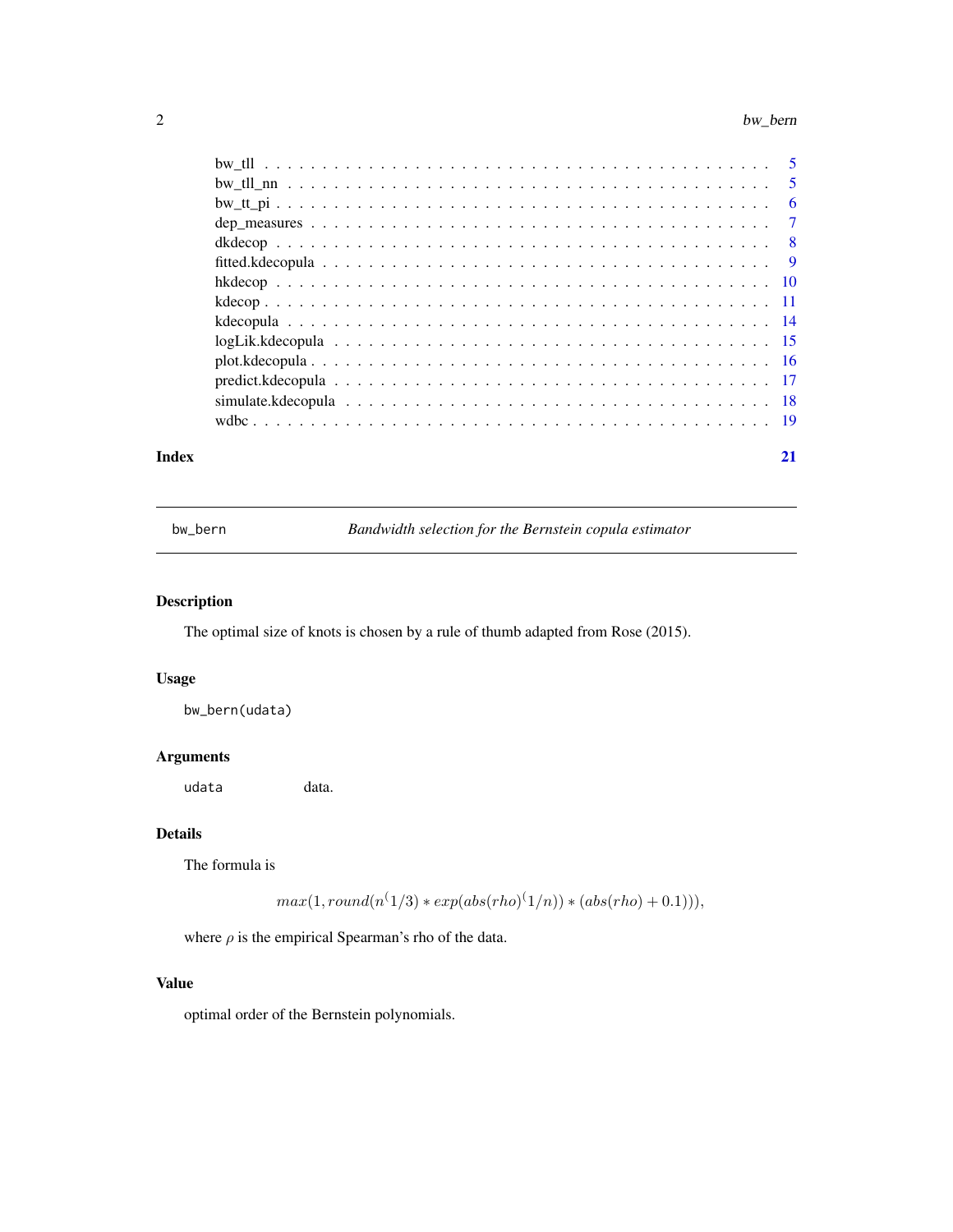| | |
|---|---|
| bw_tll | 5 |
| bw_tll_nn | 5 |
| bw_tt_pi | 6 |
| dep_measures | 7 |
| dkdecop | 8 |
| fitted.kdecopula | 9 |
| hkdecop | 10 |
| kdecop | 11 |
| kdecopula | 14 |
| logLik.kdecopula | 15 |
| plot.kdecopula | 16 |
| predict.kdecopula | 17 |
| simulate.kdecopula | 18 |
| wdbc | 19 |

**Index** **21**

---

## bw_bern — *Bandwidth selection for the Bernstein copula estimator*

### Description

The optimal size of knots is chosen by a rule of thumb adapted from Rose (2015).

### Usage

```
bw_bern(udata)
```

### Arguments

`udata` data.

### Details

The formula is

$$max(1, round(n^(1/3) * exp(abs(rho)^(1/n)) * (abs(rho) + 0.1))),$$

where $\rho$ is the empirical Spearman's rho of the data.

### Value

optimal order of the Bernstein polynomials.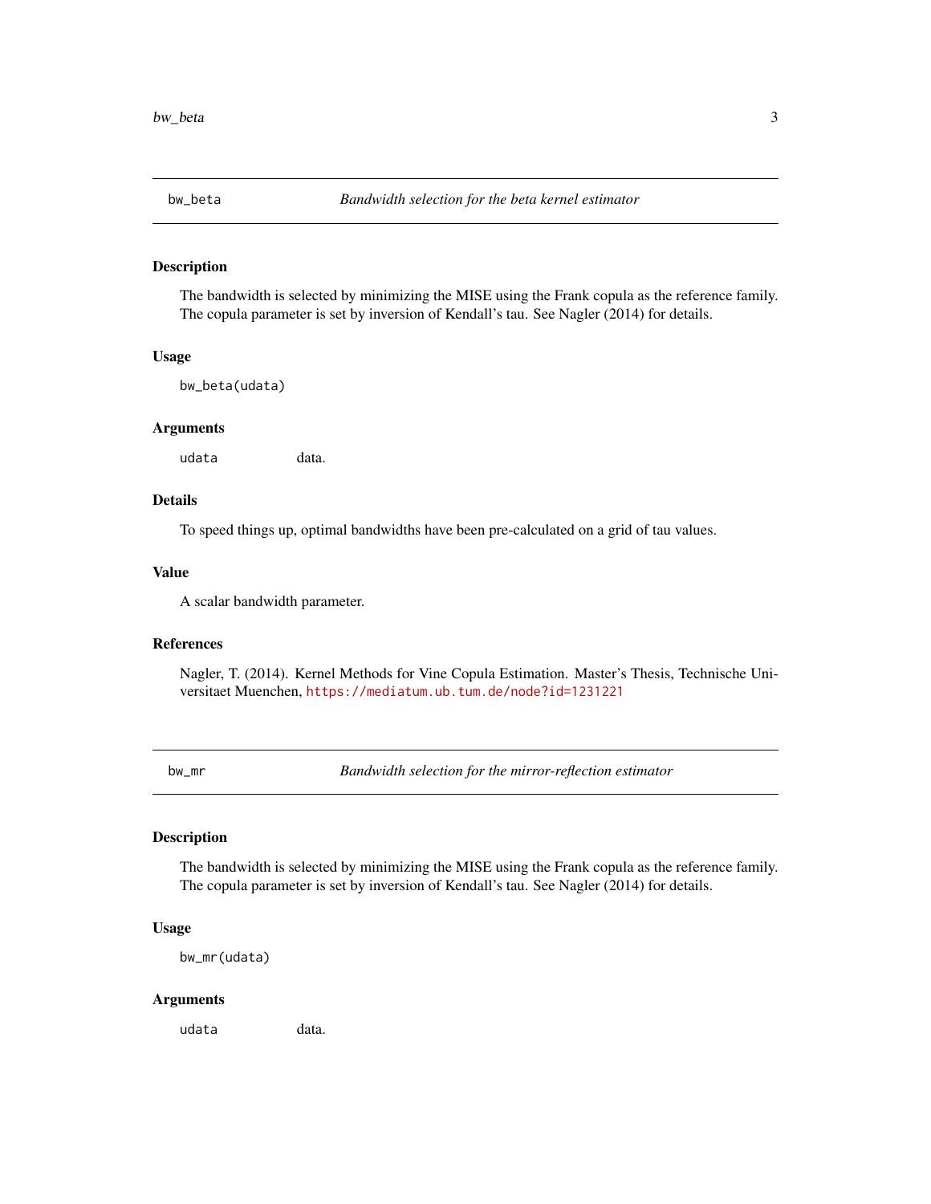## bw_beta — *Bandwidth selection for the beta kernel estimator*

### Description

The bandwidth is selected by minimizing the MISE using the Frank copula as the reference family. The copula parameter is set by inversion of Kendall's tau. See Nagler (2014) for details.

### Usage

```
bw_beta(udata)
```

### Arguments

| | |
|---|---|
| `udata` | data. |

### Details

To speed things up, optimal bandwidths have been pre-calculated on a grid of tau values.

### Value

A scalar bandwidth parameter.

### References

Nagler, T. (2014). Kernel Methods for Vine Copula Estimation. Master's Thesis, Technische Universitaet Muenchen, https://mediatum.ub.tum.de/node?id=1231221

## bw_mr — *Bandwidth selection for the mirror-reflection estimator*

### Description

The bandwidth is selected by minimizing the MISE using the Frank copula as the reference family. The copula parameter is set by inversion of Kendall's tau. See Nagler (2014) for details.

### Usage

```
bw_mr(udata)
```

### Arguments

| | |
|---|---|
| `udata` | data. |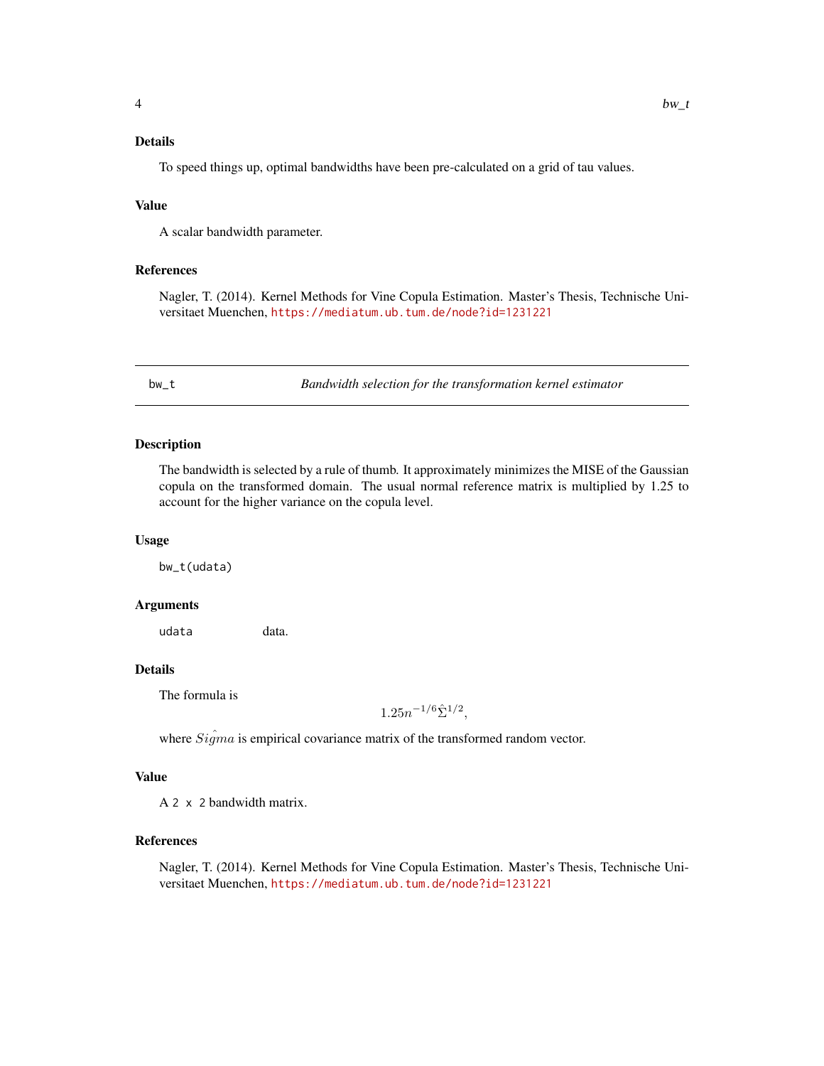### Details

To speed things up, optimal bandwidths have been pre-calculated on a grid of tau values.

### Value

A scalar bandwidth parameter.

### References

Nagler, T. (2014). Kernel Methods for Vine Copula Estimation. Master's Thesis, Technische Universitaet Muenchen, https://mediatum.ub.tum.de/node?id=1231221

---

## bw_t — *Bandwidth selection for the transformation kernel estimator*

### Description

The bandwidth is selected by a rule of thumb. It approximately minimizes the MISE of the Gaussian copula on the transformed domain. The usual normal reference matrix is multiplied by 1.25 to account for the higher variance on the copula level.

### Usage

```
bw_t(udata)
```

### Arguments

| | |
|---|---|
| `udata` | data. |

### Details

The formula is

$$1.25n^{-1/6}\hat{\Sigma}^{1/2},$$

where $\hat{Sigma}$ is empirical covariance matrix of the transformed random vector.

### Value

A `2 x 2` bandwidth matrix.

### References

Nagler, T. (2014). Kernel Methods for Vine Copula Estimation. Master's Thesis, Technische Universitaet Muenchen, https://mediatum.ub.tum.de/node?id=1231221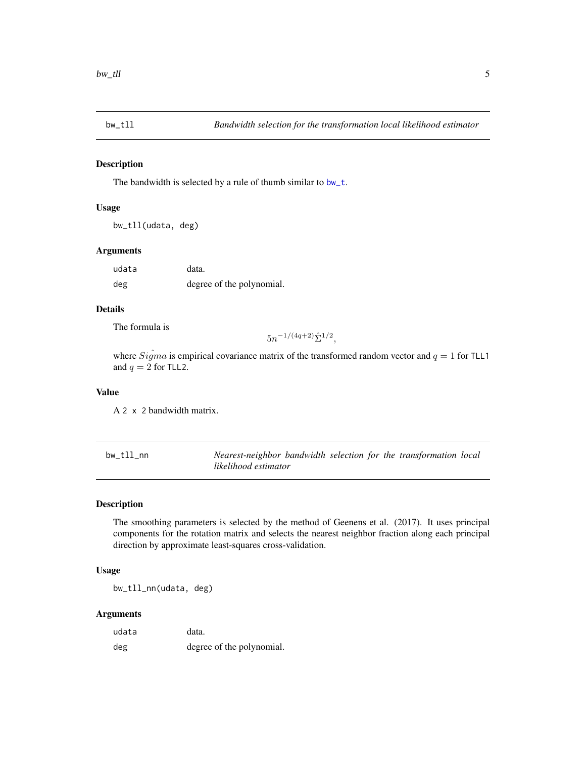## bw_tll — *Bandwidth selection for the transformation local likelihood estimator*

### Description

The bandwidth is selected by a rule of thumb similar to `bw_t`.

### Usage

```
bw_tll(udata, deg)
```

### Arguments

| | |
|---|---|
| `udata` | data. |
| `deg` | degree of the polynomial. |

### Details

The formula is

$$5n^{-1/(4q+2)}\hat{\Sigma}^{1/2},$$

where $\hat{Sigma}$ is empirical covariance matrix of the transformed random vector and $q = 1$ for `TLL1` and $q = 2$ for `TLL2`.

### Value

A `2 x 2` bandwidth matrix.

## bw_tll_nn — *Nearest-neighbor bandwidth selection for the transformation local likelihood estimator*

### Description

The smoothing parameters is selected by the method of Geenens et al. (2017). It uses principal components for the rotation matrix and selects the nearest neighbor fraction along each principal direction by approximate least-squares cross-validation.

### Usage

```
bw_tll_nn(udata, deg)
```

### Arguments

| | |
|---|---|
| `udata` | data. |
| `deg` | degree of the polynomial. |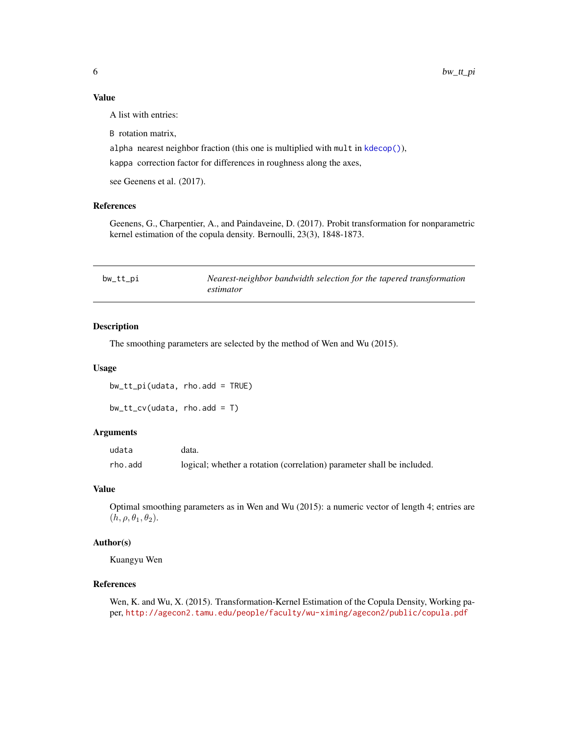### Value

A list with entries:

`B` rotation matrix,

`alpha` nearest neighbor fraction (this one is multiplied with `mult` in `kdecop()`),

`kappa` correction factor for differences in roughness along the axes,

see Geenens et al. (2017).

### References

Geenens, G., Charpentier, A., and Paindaveine, D. (2017). Probit transformation for nonparametric kernel estimation of the copula density. Bernoulli, 23(3), 1848-1873.

---

## bw_tt_pi — *Nearest-neighbor bandwidth selection for the tapered transformation estimator*

---

### Description

The smoothing parameters are selected by the method of Wen and Wu (2015).

### Usage

```
bw_tt_pi(udata, rho.add = TRUE)

bw_tt_cv(udata, rho.add = T)
```

### Arguments

| | |
|---|---|
| udata | data. |
| rho.add | logical; whether a rotation (correlation) parameter shall be included. |

### Value

Optimal smoothing parameters as in Wen and Wu (2015): a numeric vector of length 4; entries are $(h, \rho, \theta_1, \theta_2)$.

### Author(s)

Kuangyu Wen

### References

Wen, K. and Wu, X. (2015). Transformation-Kernel Estimation of the Copula Density, Working paper, http://agecon2.tamu.edu/people/faculty/wu-ximing/agecon2/public/copula.pdf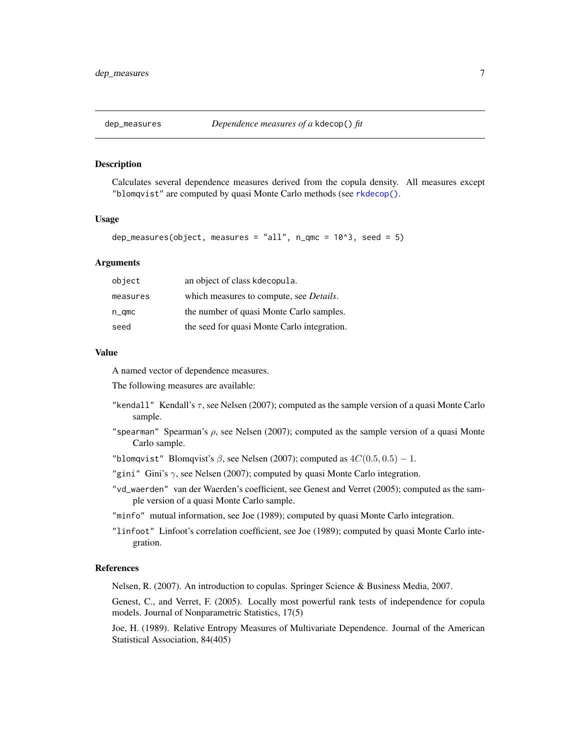## dep_measures — *Dependence measures of a* kdecop() *fit*

### Description

Calculates several dependence measures derived from the copula density. All measures except "blomqvist" are computed by quasi Monte Carlo methods (see rkdecop().

### Usage

```
dep_measures(object, measures = "all", n_qmc = 10^3, seed = 5)
```

### Arguments

| | |
|---|---|
| object | an object of class kdecopula. |
| measures | which measures to compute, see *Details*. |
| n_qmc | the number of quasi Monte Carlo samples. |
| seed | the seed for quasi Monte Carlo integration. |

### Value

A named vector of dependence measures.

The following measures are available:

- "kendall" Kendall's $\tau$, see Nelsen (2007); computed as the sample version of a quasi Monte Carlo sample.
- "spearman" Spearman's $\rho$, see Nelsen (2007); computed as the sample version of a quasi Monte Carlo sample.
- "blomqvist" Blomqvist's $\beta$, see Nelsen (2007); computed as $4C(0.5, 0.5) - 1$.
- "gini" Gini's $\gamma$, see Nelsen (2007); computed by quasi Monte Carlo integration.
- "vd_waerden" van der Waerden's coefficient, see Genest and Verret (2005); computed as the sample version of a quasi Monte Carlo sample.
- "minfo" mutual information, see Joe (1989); computed by quasi Monte Carlo integration.
- "linfoot" Linfoot's correlation coefficient, see Joe (1989); computed by quasi Monte Carlo integration.

### References

Nelsen, R. (2007). An introduction to copulas. Springer Science & Business Media, 2007.

Genest, C., and Verret, F. (2005). Locally most powerful rank tests of independence for copula models. Journal of Nonparametric Statistics, 17(5)

Joe, H. (1989). Relative Entropy Measures of Multivariate Dependence. Journal of the American Statistical Association, 84(405)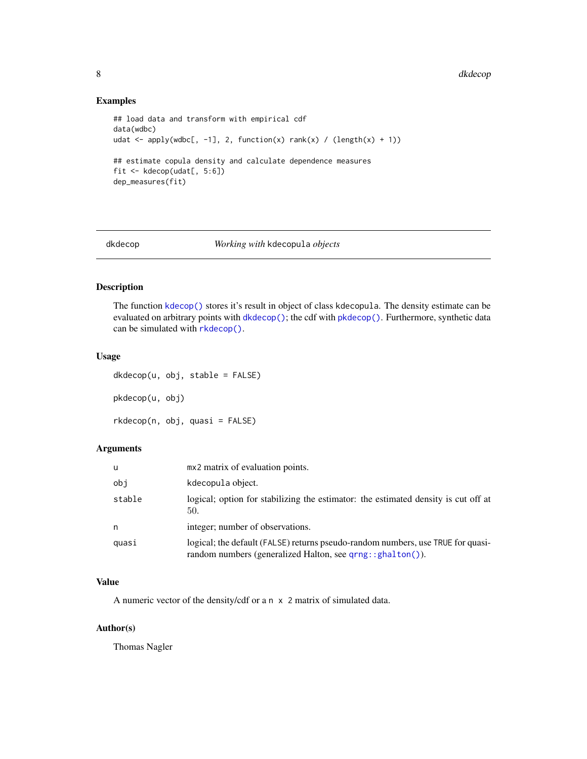## Examples

```
## load data and transform with empirical cdf
data(wdbc)
udat <- apply(wdbc[, -1], 2, function(x) rank(x) / (length(x) + 1))

## estimate copula density and calculate dependence measures
fit <- kdecop(udat[, 5:6])
dep_measures(fit)
```

---

# dkdecop — *Working with* kdecopula *objects*

---

## Description

The function `kdecop()` stores it's result in object of class `kdecopula`. The density estimate can be evaluated on arbitrary points with `dkdecop()`; the cdf with `pkdecop()`. Furthermore, synthetic data can be simulated with `rkdecop()`.

## Usage

```
dkdecop(u, obj, stable = FALSE)

pkdecop(u, obj)

rkdecop(n, obj, quasi = FALSE)
```

## Arguments

| | |
|---|---|
| `u` | `mx2` matrix of evaluation points. |
| `obj` | `kdecopula` object. |
| `stable` | logical; option for stabilizing the estimator: the estimated density is cut off at 50. |
| `n` | integer; number of observations. |
| `quasi` | logical; the default (`FALSE`) returns pseudo-random numbers, use `TRUE` for quasi-random numbers (generalized Halton, see `qrng::ghalton()`). |

## Value

A numeric vector of the density/cdf or a `n x 2` matrix of simulated data.

## Author(s)

Thomas Nagler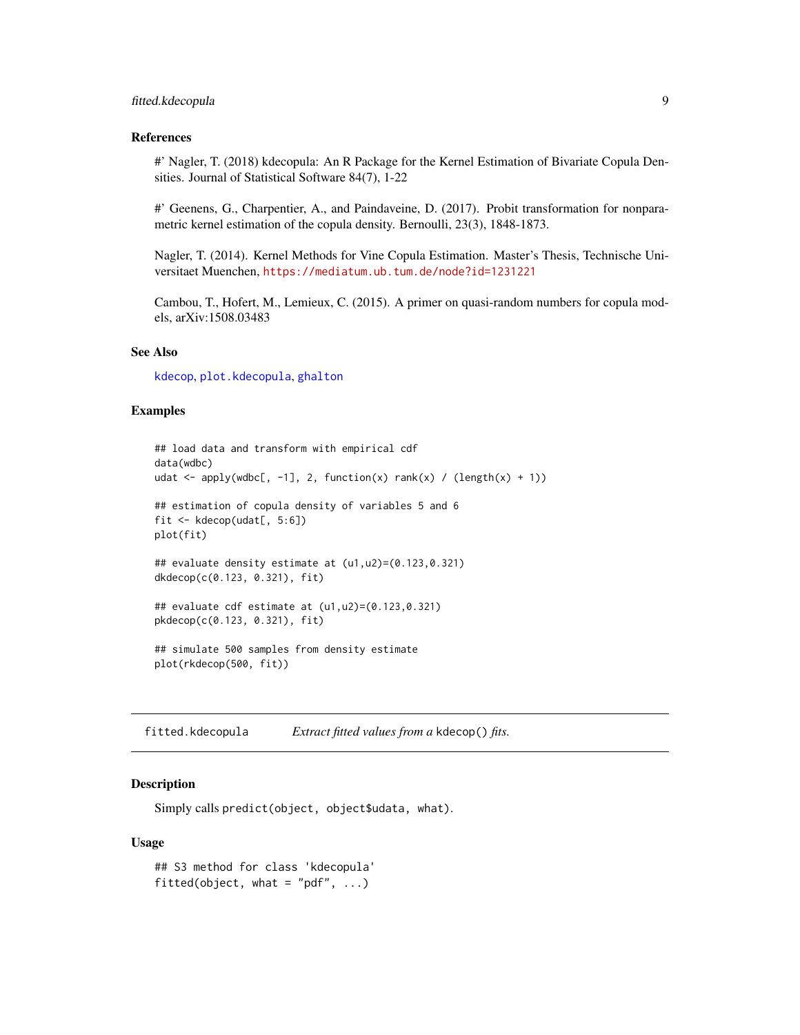### References

#' Nagler, T. (2018) kdecopula: An R Package for the Kernel Estimation of Bivariate Copula Densities. Journal of Statistical Software 84(7), 1-22

#' Geenens, G., Charpentier, A., and Paindaveine, D. (2017). Probit transformation for nonparametric kernel estimation of the copula density. Bernoulli, 23(3), 1848-1873.

Nagler, T. (2014). Kernel Methods for Vine Copula Estimation. Master's Thesis, Technische Universitaet Muenchen, https://mediatum.ub.tum.de/node?id=1231221

Cambou, T., Hofert, M., Lemieux, C. (2015). A primer on quasi-random numbers for copula models, arXiv:1508.03483

### See Also

kdecop, plot.kdecopula, ghalton

### Examples

```
## load data and transform with empirical cdf
data(wdbc)
udat <- apply(wdbc[, -1], 2, function(x) rank(x) / (length(x) + 1))

## estimation of copula density of variables 5 and 6
fit <- kdecop(udat[, 5:6])
plot(fit)

## evaluate density estimate at (u1,u2)=(0.123,0.321)
dkdecop(c(0.123, 0.321), fit)

## evaluate cdf estimate at (u1,u2)=(0.123,0.321)
pkdecop(c(0.123, 0.321), fit)

## simulate 500 samples from density estimate
plot(rkdecop(500, fit))
```

---

## fitted.kdecopula — *Extract fitted values from a* `kdecop()` *fits.*

### Description

Simply calls `predict(object, object$udata, what)`.

### Usage

```
## S3 method for class 'kdecopula'
fitted(object, what = "pdf", ...)
```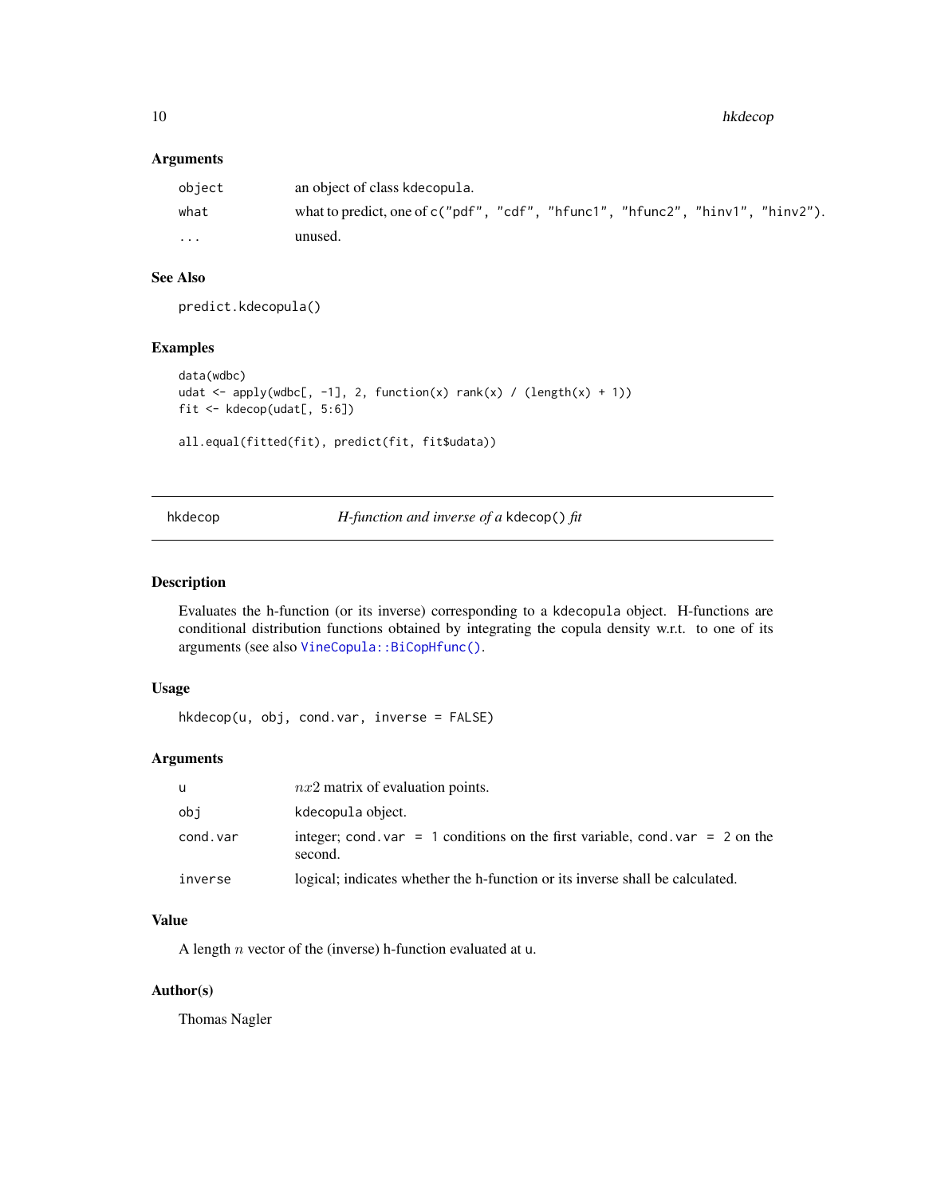### Arguments

| | |
|---|---|
| object | an object of class kdecopula. |
| what | what to predict, one of c("pdf", "cdf", "hfunc1", "hfunc2", "hinv1", "hinv2"). |
| ... | unused. |

### See Also

predict.kdecopula()

### Examples

```
data(wdbc)
udat <- apply(wdbc[, -1], 2, function(x) rank(x) / (length(x) + 1))
fit <- kdecop(udat[, 5:6])

all.equal(fitted(fit), predict(fit, fit$udata))
```

---

## hkdecop — *H-function and inverse of a* kdecop() *fit*

---

### Description

Evaluates the h-function (or its inverse) corresponding to a kdecopula object. H-functions are conditional distribution functions obtained by integrating the copula density w.r.t. to one of its arguments (see also VineCopula::BiCopHfunc().

### Usage

```
hkdecop(u, obj, cond.var, inverse = FALSE)
```

### Arguments

| | |
|---|---|
| u | $nx2$ matrix of evaluation points. |
| obj | kdecopula object. |
| cond.var | integer; cond.var = 1 conditions on the first variable, cond.var = 2 on the second. |
| inverse | logical; indicates whether the h-function or its inverse shall be calculated. |

### Value

A length $n$ vector of the (inverse) h-function evaluated at u.

### Author(s)

Thomas Nagler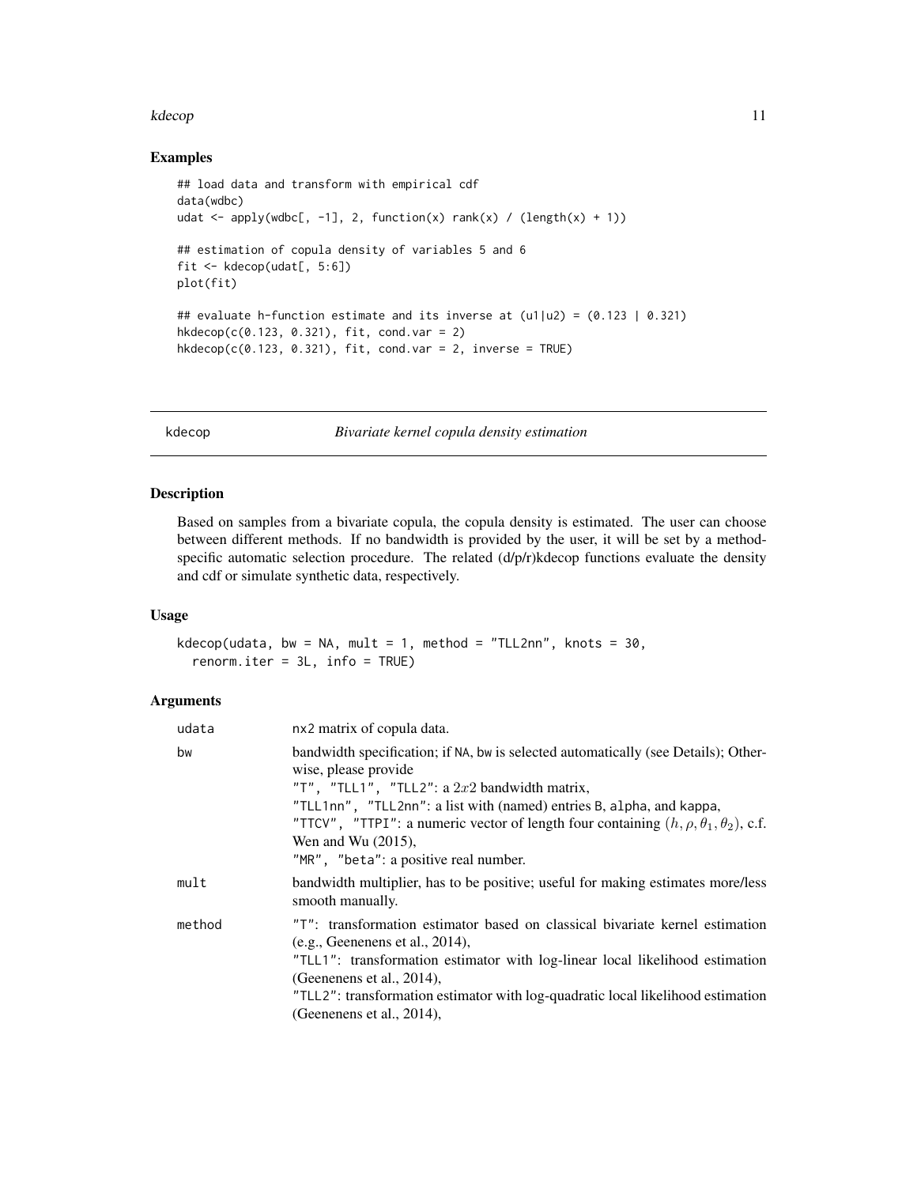## Examples

```
## load data and transform with empirical cdf
data(wdbc)
udat <- apply(wdbc[, -1], 2, function(x) rank(x) / (length(x) + 1))

## estimation of copula density of variables 5 and 6
fit <- kdecop(udat[, 5:6])
plot(fit)

## evaluate h-function estimate and its inverse at (u1|u2) = (0.123 | 0.321)
hkdecop(c(0.123, 0.321), fit, cond.var = 2)
hkdecop(c(0.123, 0.321), fit, cond.var = 2, inverse = TRUE)
```

---

# kdecop — *Bivariate kernel copula density estimation*

## Description

Based on samples from a bivariate copula, the copula density is estimated. The user can choose between different methods. If no bandwidth is provided by the user, it will be set by a method-specific automatic selection procedure. The related (d/p/r)kdecop functions evaluate the density and cdf or simulate synthetic data, respectively.

## Usage

```
kdecop(udata, bw = NA, mult = 1, method = "TLL2nn", knots = 30,
  renorm.iter = 3L, info = TRUE)
```

## Arguments

| | |
|---|---|
| udata | nx2 matrix of copula data. |
| bw | bandwidth specification; if NA, bw is selected automatically (see Details); Otherwise, please provide<br>"T", "TLL1", "TLL2": a $2x2$ bandwidth matrix,<br>"TLL1nn", "TLL2nn": a list with (named) entries B, alpha, and kappa,<br>"TTCV", "TTPI": a numeric vector of length four containing $(h, \rho, \theta_1, \theta_2)$, c.f. Wen and Wu (2015),<br>"MR", "beta": a positive real number. |
| mult | bandwidth multiplier, has to be positive; useful for making estimates more/less smooth manually. |
| method | "T": transformation estimator based on classical bivariate kernel estimation (e.g., Geenenens et al., 2014),<br>"TLL1": transformation estimator with log-linear local likelihood estimation (Geenenens et al., 2014),<br>"TLL2": transformation estimator with log-quadratic local likelihood estimation (Geenenens et al., 2014), |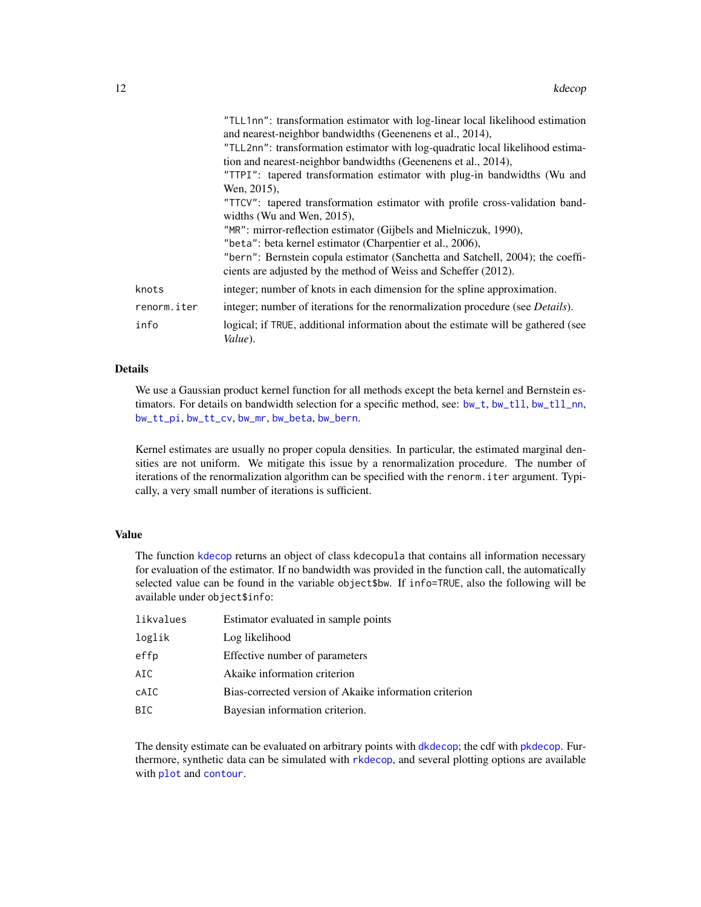"TLL1nn": transformation estimator with log-linear local likelihood estimation and nearest-neighbor bandwidths (Geenenens et al., 2014),
"TLL2nn": transformation estimator with log-quadratic local likelihood estimation and nearest-neighbor bandwidths (Geenenens et al., 2014),
"TTPI": tapered transformation estimator with plug-in bandwidths (Wu and Wen, 2015),
"TTCV": tapered transformation estimator with profile cross-validation bandwidths (Wu and Wen, 2015),
"MR": mirror-reflection estimator (Gijbels and Mielniczuk, 1990),
"beta": beta kernel estimator (Charpentier et al., 2006),
"bern": Bernstein copula estimator (Sanchetta and Satchell, 2004); the coefficients are adjusted by the method of Weiss and Scheffer (2012).

| | |
|---|---|
| knots | integer; number of knots in each dimension for the spline approximation. |
| renorm.iter | integer; number of iterations for the renormalization procedure (see *Details*). |
| info | logical; if TRUE, additional information about the estimate will be gathered (see *Value*). |

## Details

We use a Gaussian product kernel function for all methods except the beta kernel and Bernstein estimators. For details on bandwidth selection for a specific method, see: bw_t, bw_tll, bw_tll_nn, bw_tt_pi, bw_tt_cv, bw_mr, bw_beta, bw_bern.

Kernel estimates are usually no proper copula densities. In particular, the estimated marginal densities are not uniform. We mitigate this issue by a renormalization procedure. The number of iterations of the renormalization algorithm can be specified with the renorm.iter argument. Typically, a very small number of iterations is sufficient.

## Value

The function kdecop returns an object of class kdecopula that contains all information necessary for evaluation of the estimator. If no bandwidth was provided in the function call, the automatically selected value can be found in the variable object$bw. If info=TRUE, also the following will be available under object$info:

| | |
|---|---|
| likvalues | Estimator evaluated in sample points |
| loglik | Log likelihood |
| effp | Effective number of parameters |
| AIC | Akaike information criterion |
| cAIC | Bias-corrected version of Akaike information criterion |
| BIC | Bayesian information criterion. |

The density estimate can be evaluated on arbitrary points with dkdecop; the cdf with pkdecop. Furthermore, synthetic data can be simulated with rkdecop, and several plotting options are available with plot and contour.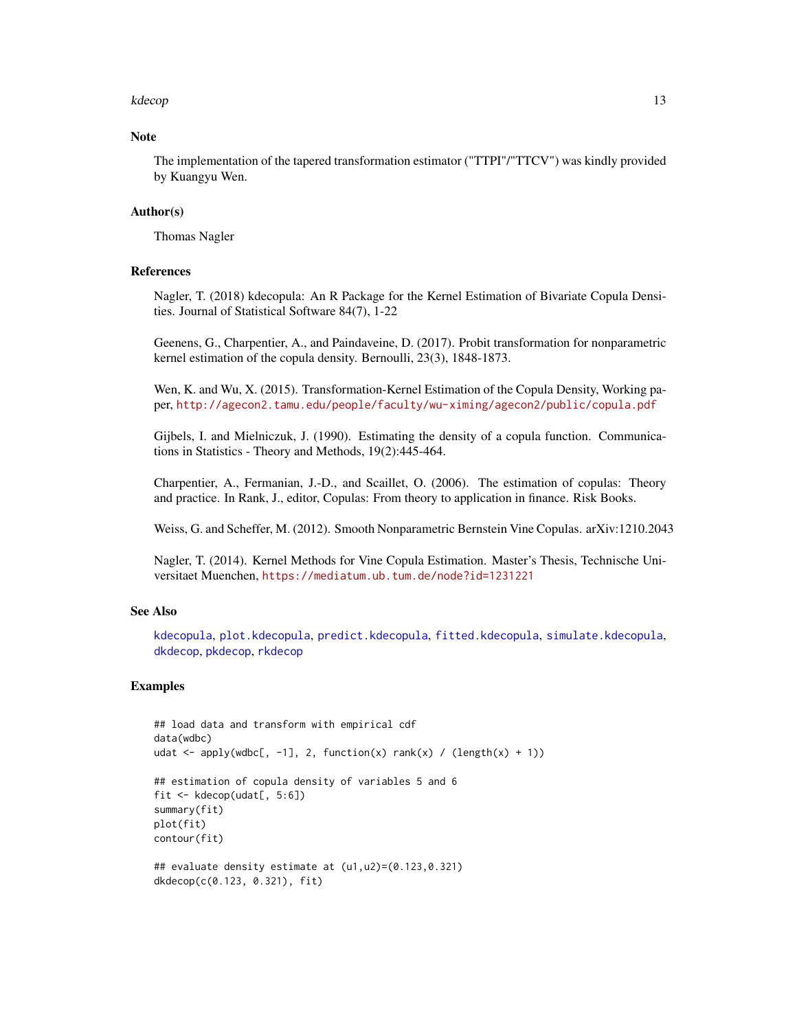### Note

The implementation of the tapered transformation estimator ("TTPI"/"TTCV") was kindly provided by Kuangyu Wen.

### Author(s)

Thomas Nagler

### References

Nagler, T. (2018) kdecopula: An R Package for the Kernel Estimation of Bivariate Copula Densities. Journal of Statistical Software 84(7), 1-22

Geenens, G., Charpentier, A., and Paindaveine, D. (2017). Probit transformation for nonparametric kernel estimation of the copula density. Bernoulli, 23(3), 1848-1873.

Wen, K. and Wu, X. (2015). Transformation-Kernel Estimation of the Copula Density, Working paper, http://agecon2.tamu.edu/people/faculty/wu-ximing/agecon2/public/copula.pdf

Gijbels, I. and Mielniczuk, J. (1990). Estimating the density of a copula function. Communications in Statistics - Theory and Methods, 19(2):445-464.

Charpentier, A., Fermanian, J.-D., and Scaillet, O. (2006). The estimation of copulas: Theory and practice. In Rank, J., editor, Copulas: From theory to application in finance. Risk Books.

Weiss, G. and Scheffer, M. (2012). Smooth Nonparametric Bernstein Vine Copulas. arXiv:1210.2043

Nagler, T. (2014). Kernel Methods for Vine Copula Estimation. Master's Thesis, Technische Universitaet Muenchen, https://mediatum.ub.tum.de/node?id=1231221

### See Also

kdecopula, plot.kdecopula, predict.kdecopula, fitted.kdecopula, simulate.kdecopula, dkdecop, pkdecop, rkdecop

### Examples

```
## load data and transform with empirical cdf
data(wdbc)
udat <- apply(wdbc[, -1], 2, function(x) rank(x) / (length(x) + 1))

## estimation of copula density of variables 5 and 6
fit <- kdecop(udat[, 5:6])
summary(fit)
plot(fit)
contour(fit)

## evaluate density estimate at (u1,u2)=(0.123,0.321)
dkdecop(c(0.123, 0.321), fit)
```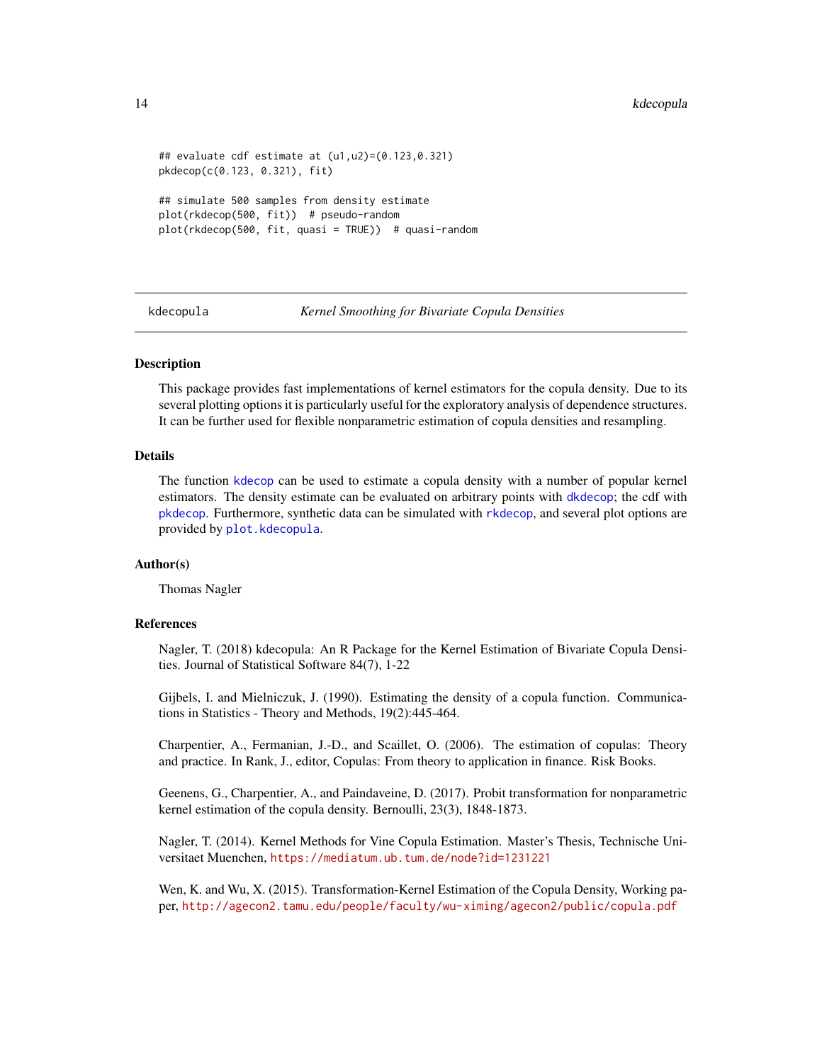```
## evaluate cdf estimate at (u1,u2)=(0.123,0.321)
pkdecop(c(0.123, 0.321), fit)

## simulate 500 samples from density estimate
plot(rkdecop(500, fit))  # pseudo-random
plot(rkdecop(500, fit, quasi = TRUE))  # quasi-random
```

## kdecopula — *Kernel Smoothing for Bivariate Copula Densities*

### Description

This package provides fast implementations of kernel estimators for the copula density. Due to its several plotting options it is particularly useful for the exploratory analysis of dependence structures. It can be further used for flexible nonparametric estimation of copula densities and resampling.

### Details

The function `kdecop` can be used to estimate a copula density with a number of popular kernel estimators. The density estimate can be evaluated on arbitrary points with `dkdecop`; the cdf with `pkdecop`. Furthermore, synthetic data can be simulated with `rkdecop`, and several plot options are provided by `plot.kdecopula`.

### Author(s)

Thomas Nagler

### References

Nagler, T. (2018) kdecopula: An R Package for the Kernel Estimation of Bivariate Copula Densities. Journal of Statistical Software 84(7), 1-22

Gijbels, I. and Mielniczuk, J. (1990). Estimating the density of a copula function. Communications in Statistics - Theory and Methods, 19(2):445-464.

Charpentier, A., Fermanian, J.-D., and Scaillet, O. (2006). The estimation of copulas: Theory and practice. In Rank, J., editor, Copulas: From theory to application in finance. Risk Books.

Geenens, G., Charpentier, A., and Paindaveine, D. (2017). Probit transformation for nonparametric kernel estimation of the copula density. Bernoulli, 23(3), 1848-1873.

Nagler, T. (2014). Kernel Methods for Vine Copula Estimation. Master's Thesis, Technische Universitaet Muenchen, https://mediatum.ub.tum.de/node?id=1231221

Wen, K. and Wu, X. (2015). Transformation-Kernel Estimation of the Copula Density, Working paper, http://agecon2.tamu.edu/people/faculty/wu-ximing/agecon2/public/copula.pdf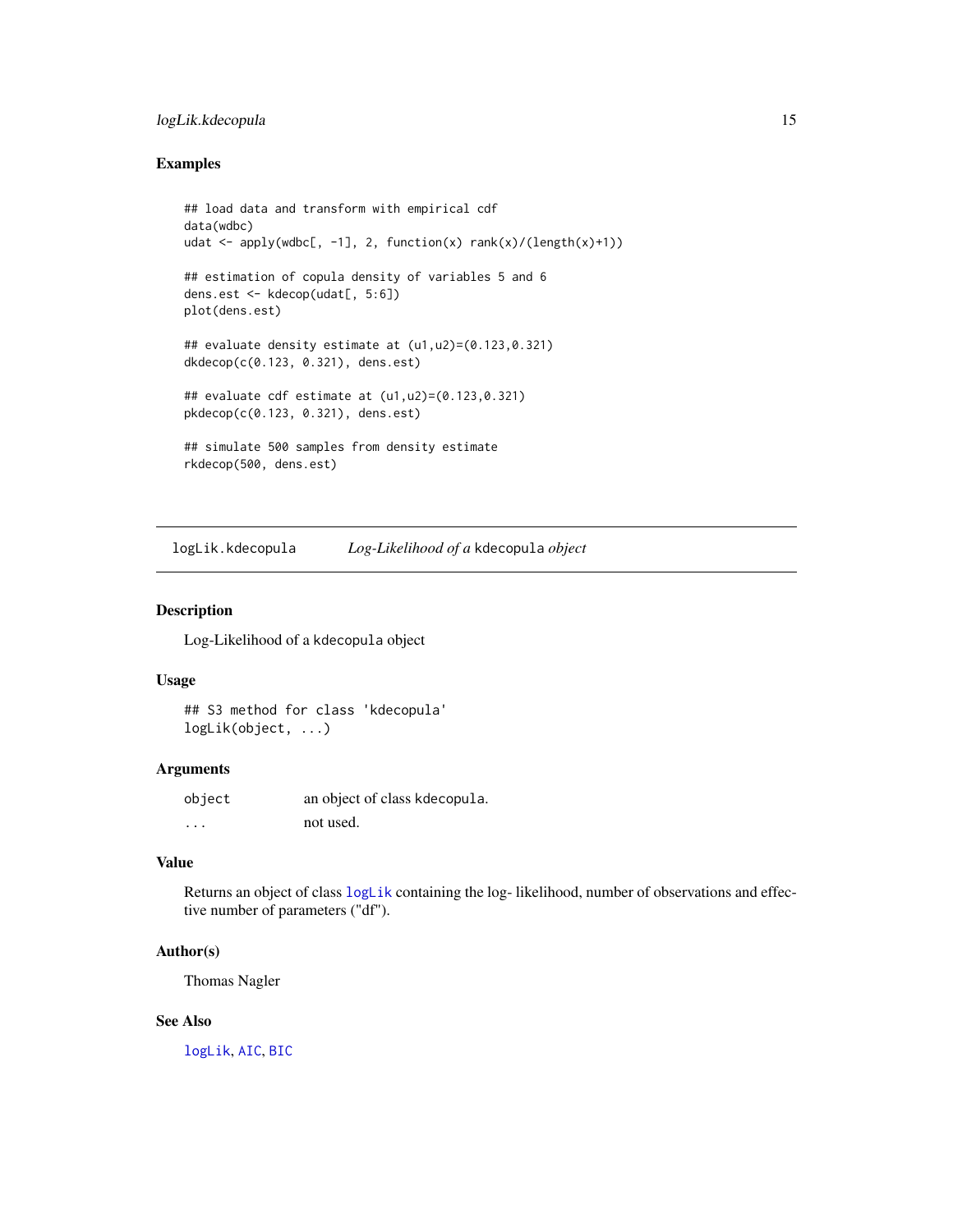## Examples

```
## load data and transform with empirical cdf
data(wdbc)
udat <- apply(wdbc[, -1], 2, function(x) rank(x)/(length(x)+1))

## estimation of copula density of variables 5 and 6
dens.est <- kdecop(udat[, 5:6])
plot(dens.est)

## evaluate density estimate at (u1,u2)=(0.123,0.321)
dkdecop(c(0.123, 0.321), dens.est)

## evaluate cdf estimate at (u1,u2)=(0.123,0.321)
pkdecop(c(0.123, 0.321), dens.est)

## simulate 500 samples from density estimate
rkdecop(500, dens.est)
```

---

# logLik.kdecopula — *Log-Likelihood of a* kdecopula *object*

---

## Description

Log-Likelihood of a kdecopula object

## Usage

```
## S3 method for class 'kdecopula'
logLik(object, ...)
```

## Arguments

| | |
|---|---|
| `object` | an object of class `kdecopula`. |
| `...` | not used. |

## Value

Returns an object of class `logLik` containing the log- likelihood, number of observations and effective number of parameters ("df").

## Author(s)

Thomas Nagler

## See Also

`logLik`, `AIC`, `BIC`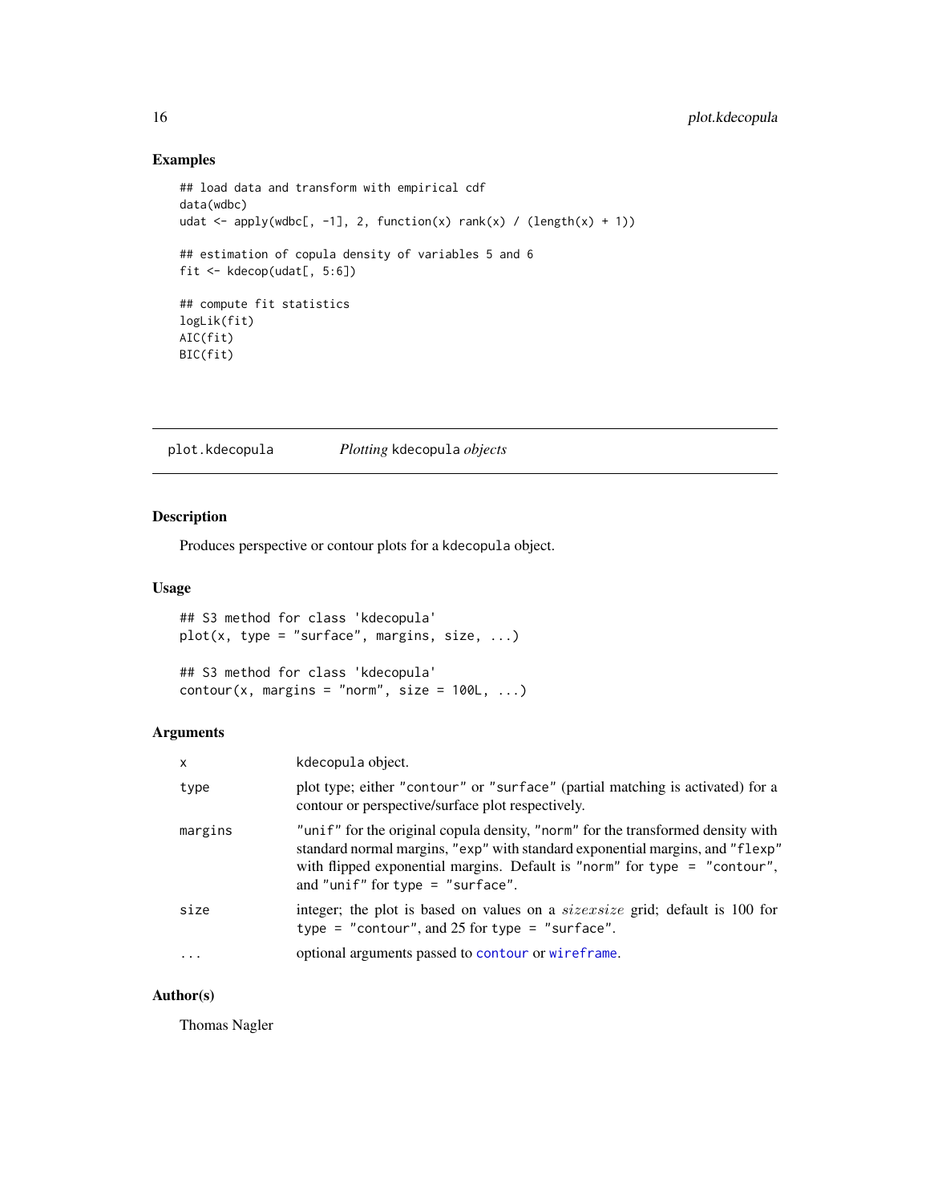## Examples

```
## load data and transform with empirical cdf
data(wdbc)
udat <- apply(wdbc[, -1], 2, function(x) rank(x) / (length(x) + 1))

## estimation of copula density of variables 5 and 6
fit <- kdecop(udat[, 5:6])

## compute fit statistics
logLik(fit)
AIC(fit)
BIC(fit)
```

---

# plot.kdecopula — *Plotting* kdecopula *objects*

## Description

Produces perspective or contour plots for a kdecopula object.

## Usage

```
## S3 method for class 'kdecopula'
plot(x, type = "surface", margins, size, ...)

## S3 method for class 'kdecopula'
contour(x, margins = "norm", size = 100L, ...)
```

## Arguments

| | |
|---|---|
| x | kdecopula object. |
| type | plot type; either "contour" or "surface" (partial matching is activated) for a contour or perspective/surface plot respectively. |
| margins | "unif" for the original copula density, "norm" for the transformed density with standard normal margins, "exp" with standard exponential margins, and "flexp" with flipped exponential margins. Default is "norm" for type = "contour", and "unif" for type = "surface". |
| size | integer; the plot is based on values on a $size x size$ grid; default is 100 for type = "contour", and 25 for type = "surface". |
| ... | optional arguments passed to contour or wireframe. |

## Author(s)

Thomas Nagler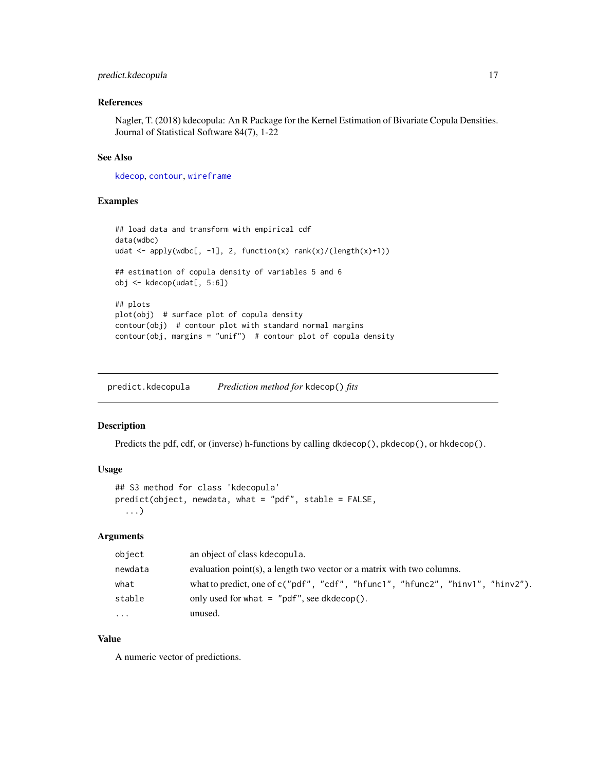### References

Nagler, T. (2018) kdecopula: An R Package for the Kernel Estimation of Bivariate Copula Densities. Journal of Statistical Software 84(7), 1-22

### See Also

kdecop, contour, wireframe

### Examples

```
## load data and transform with empirical cdf
data(wdbc)
udat <- apply(wdbc[, -1], 2, function(x) rank(x)/(length(x)+1))

## estimation of copula density of variables 5 and 6
obj <- kdecop(udat[, 5:6])

## plots
plot(obj)  # surface plot of copula density
contour(obj)  # contour plot with standard normal margins
contour(obj, margins = "unif")  # contour plot of copula density
```

---

## predict.kdecopula    *Prediction method for* `kdecop()` *fits*

### Description

Predicts the pdf, cdf, or (inverse) h-functions by calling `dkdecop()`, `pkdecop()`, or `hkdecop()`.

### Usage

```
## S3 method for class 'kdecopula'
predict(object, newdata, what = "pdf", stable = FALSE,
  ...)
```

### Arguments

| | |
|---|---|
| `object` | an object of class kdecopula. |
| `newdata` | evaluation point(s), a length two vector or a matrix with two columns. |
| `what` | what to predict, one of `c("pdf", "cdf", "hfunc1", "hfunc2", "hinv1", "hinv2")`. |
| `stable` | only used for `what = "pdf"`, see `dkdecop()`. |
| `...` | unused. |

### Value

A numeric vector of predictions.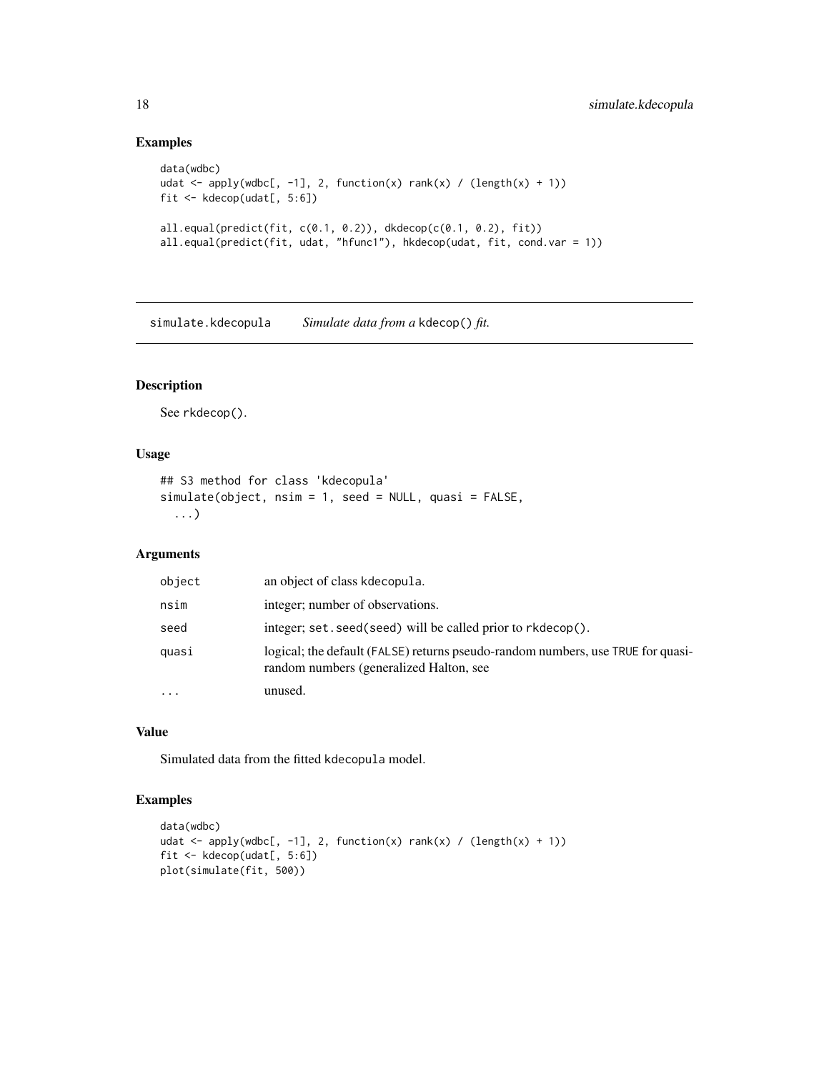## Examples

```
data(wdbc)
udat <- apply(wdbc[, -1], 2, function(x) rank(x) / (length(x) + 1))
fit <- kdecop(udat[, 5:6])

all.equal(predict(fit, c(0.1, 0.2)), dkdecop(c(0.1, 0.2), fit))
all.equal(predict(fit, udat, "hfunc1"), hkdecop(udat, fit, cond.var = 1))
```

---

# simulate.kdecopula — *Simulate data from a* `kdecop()` *fit.*

---

## Description

See `rkdecop()`.

## Usage

```
## S3 method for class 'kdecopula'
simulate(object, nsim = 1, seed = NULL, quasi = FALSE,
  ...)
```

## Arguments

| | |
|---|---|
| object | an object of class `kdecopula`. |
| nsim | integer; number of observations. |
| seed | integer; `set.seed(seed)` will be called prior to `rkdecop()`. |
| quasi | logical; the default (`FALSE`) returns pseudo-random numbers, use `TRUE` for quasi-random numbers (generalized Halton, see |
| ... | unused. |

## Value

Simulated data from the fitted `kdecopula` model.

## Examples

```
data(wdbc)
udat <- apply(wdbc[, -1], 2, function(x) rank(x) / (length(x) + 1))
fit <- kdecop(udat[, 5:6])
plot(simulate(fit, 500))
```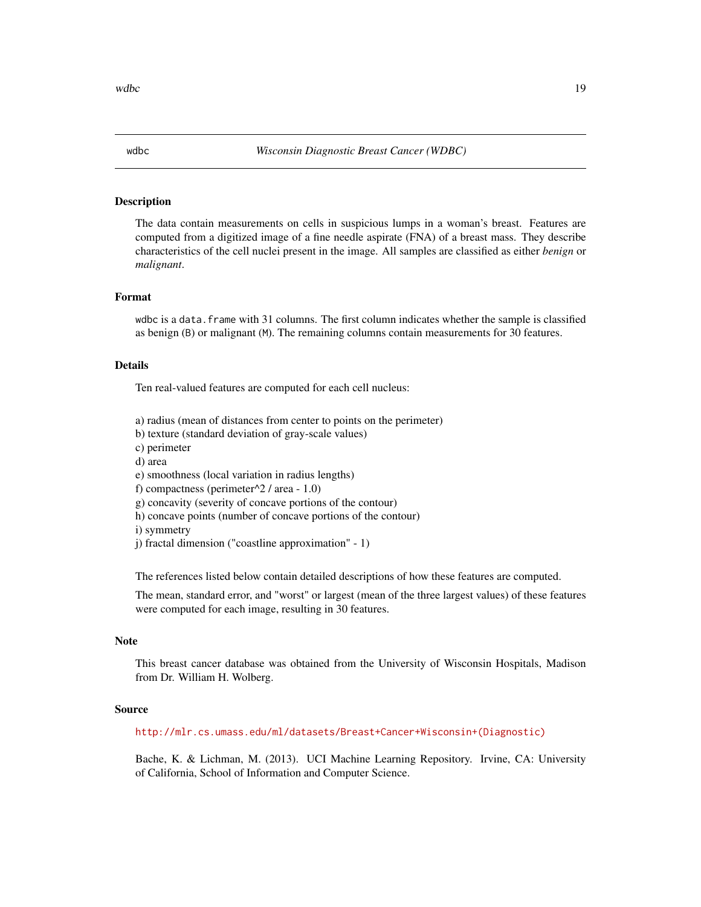## wdbc — *Wisconsin Diagnostic Breast Cancer (WDBC)*

### Description

The data contain measurements on cells in suspicious lumps in a woman's breast. Features are computed from a digitized image of a fine needle aspirate (FNA) of a breast mass. They describe characteristics of the cell nuclei present in the image. All samples are classified as either *benign* or *malignant*.

### Format

`wdbc` is a `data.frame` with 31 columns. The first column indicates whether the sample is classified as benign (`B`) or malignant (`M`). The remaining columns contain measurements for 30 features.

### Details

Ten real-valued features are computed for each cell nucleus:

a) radius (mean of distances from center to points on the perimeter)
b) texture (standard deviation of gray-scale values)
c) perimeter
d) area
e) smoothness (local variation in radius lengths)
f) compactness (perimeter^2 / area - 1.0)
g) concavity (severity of concave portions of the contour)
h) concave points (number of concave portions of the contour)
i) symmetry
j) fractal dimension ("coastline approximation" - 1)

The references listed below contain detailed descriptions of how these features are computed.

The mean, standard error, and "worst" or largest (mean of the three largest values) of these features were computed for each image, resulting in 30 features.

### Note

This breast cancer database was obtained from the University of Wisconsin Hospitals, Madison from Dr. William H. Wolberg.

### Source

http://mlr.cs.umass.edu/ml/datasets/Breast+Cancer+Wisconsin+(Diagnostic)

Bache, K. & Lichman, M. (2013). UCI Machine Learning Repository. Irvine, CA: University of California, School of Information and Computer Science.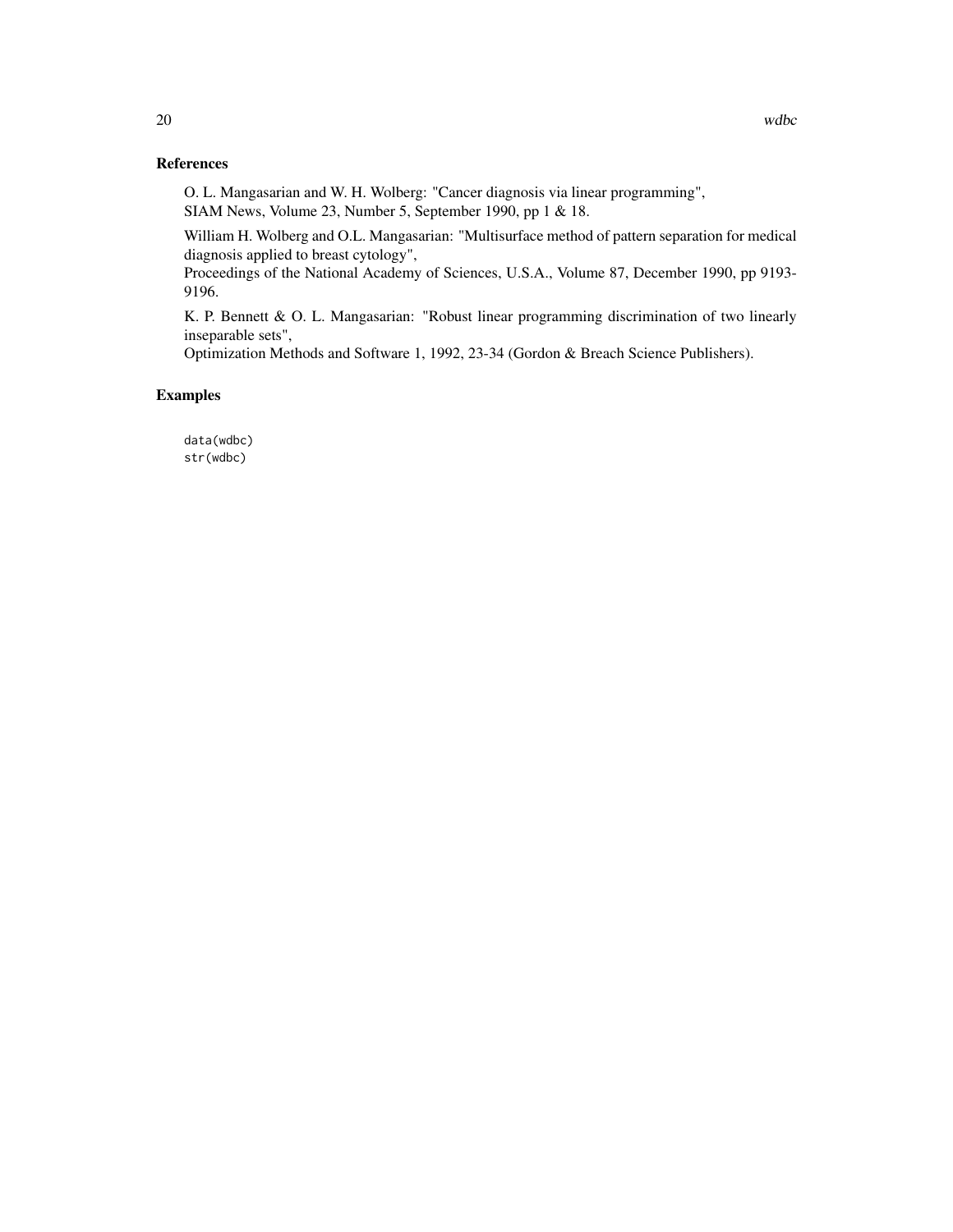## References

O. L. Mangasarian and W. H. Wolberg: "Cancer diagnosis via linear programming",
SIAM News, Volume 23, Number 5, September 1990, pp 1 & 18.

William H. Wolberg and O.L. Mangasarian: "Multisurface method of pattern separation for medical diagnosis applied to breast cytology",
Proceedings of the National Academy of Sciences, U.S.A., Volume 87, December 1990, pp 9193-9196.

K. P. Bennett & O. L. Mangasarian: "Robust linear programming discrimination of two linearly inseparable sets",
Optimization Methods and Software 1, 1992, 23-34 (Gordon & Breach Science Publishers).

## Examples

```
data(wdbc)
str(wdbc)
```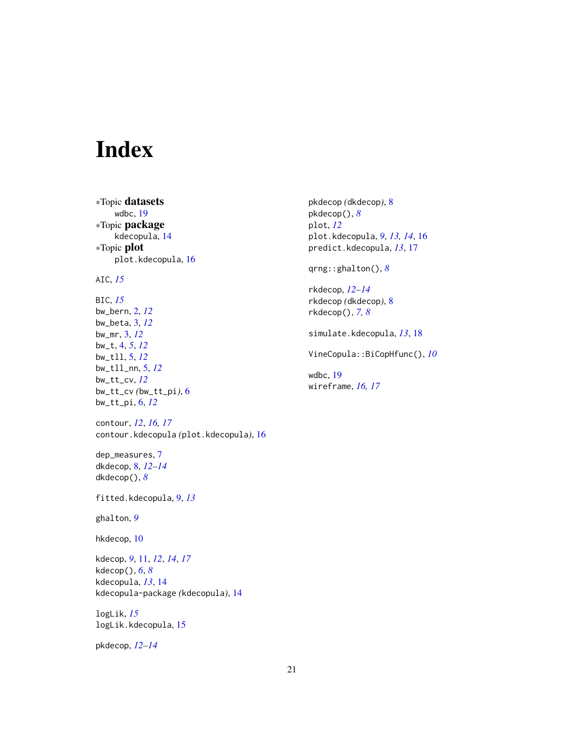# Index

*Topic **datasets**
  wdbc, 19
*Topic **package**
  kdecopula, 14
*Topic **plot**
  plot.kdecopula, 16

AIC, *15*

BIC, *15*
bw_bern, 2, *12*
bw_beta, 3, *12*
bw_mr, 3, *12*
bw_t, 4, *5*, *12*
bw_tll, 5, *12*
bw_tll_nn, 5, *12*
bw_tt_cv, *12*
bw_tt_cv *(*bw_tt_pi*)*, 6
bw_tt_pi, 6, *12*

contour, *12*, *16, 17*
contour.kdecopula *(*plot.kdecopula*)*, 16

dep_measures, 7
dkdecop, 8, *12–14*
dkdecop(), *8*

fitted.kdecopula, 9, *13*

ghalton, *9*

hkdecop, 10

kdecop, *9*, 11, *12*, *14*, *17*
kdecop(), *6*, *8*
kdecopula, *13*, 14
kdecopula-package *(*kdecopula*)*, 14

logLik, *15*
logLik.kdecopula, 15

pkdecop, *12–14*
pkdecop *(*dkdecop*)*, 8
pkdecop(), *8*
plot, *12*
plot.kdecopula, *9*, *13, 14*, 16
predict.kdecopula, *13*, 17

qrng::ghalton(), *8*

rkdecop, *12–14*
rkdecop *(*dkdecop*)*, 8
rkdecop(), *7, 8*

simulate.kdecopula, *13*, 18

VineCopula::BiCopHfunc(), *10*

wdbc, 19
wireframe, *16, 17*